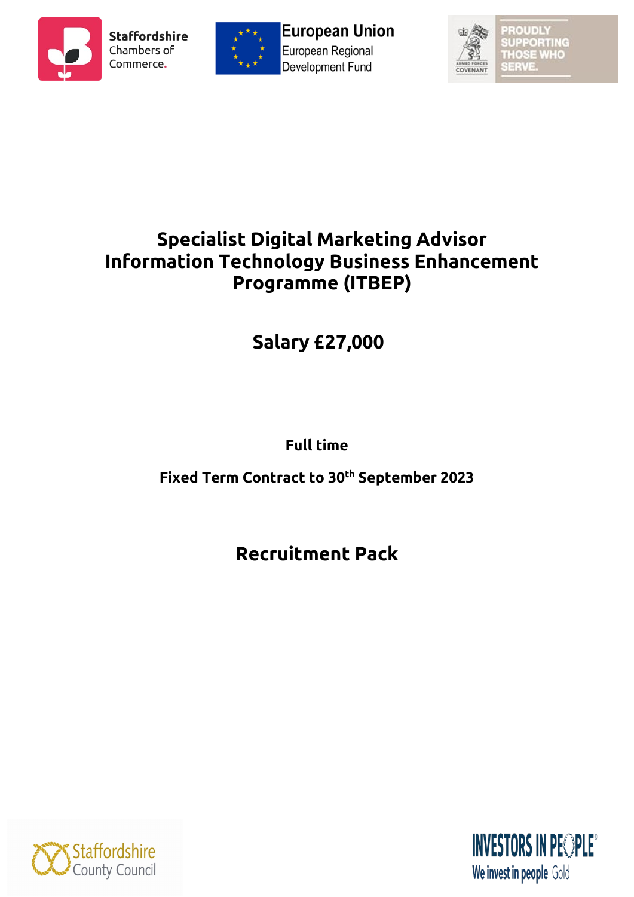# Specialist Digital Marketing Advisor
# Information Technology Business Enhancement Programme (ITBEP)

## Salary £27,000

**Full time**

**Fixed Term Contract to 30th September 2023**

## Recruitment Pack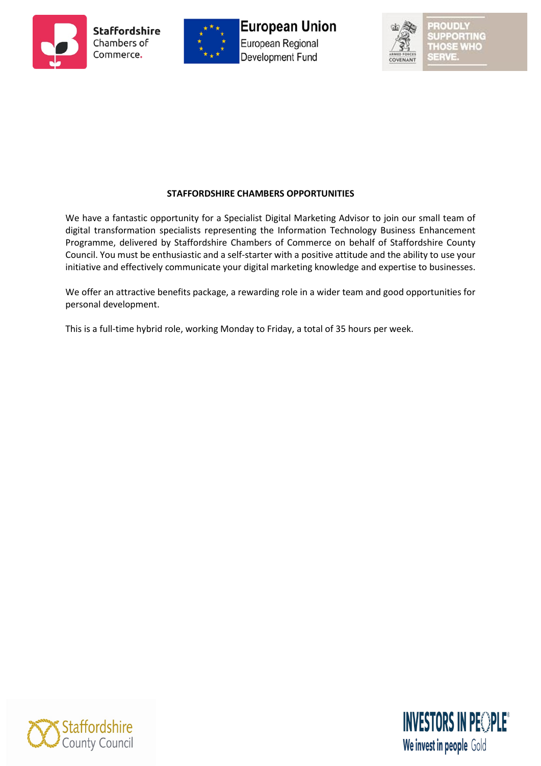**STAFFORDSHIRE CHAMBERS OPPORTUNITIES**

We have a fantastic opportunity for a Specialist Digital Marketing Advisor to join our small team of digital transformation specialists representing the Information Technology Business Enhancement Programme, delivered by Staffordshire Chambers of Commerce on behalf of Staffordshire County Council. You must be enthusiastic and a self-starter with a positive attitude and the ability to use your initiative and effectively communicate your digital marketing knowledge and expertise to businesses.

We offer an attractive benefits package, a rewarding role in a wider team and good opportunities for personal development.

This is a full-time hybrid role, working Monday to Friday, a total of 35 hours per week.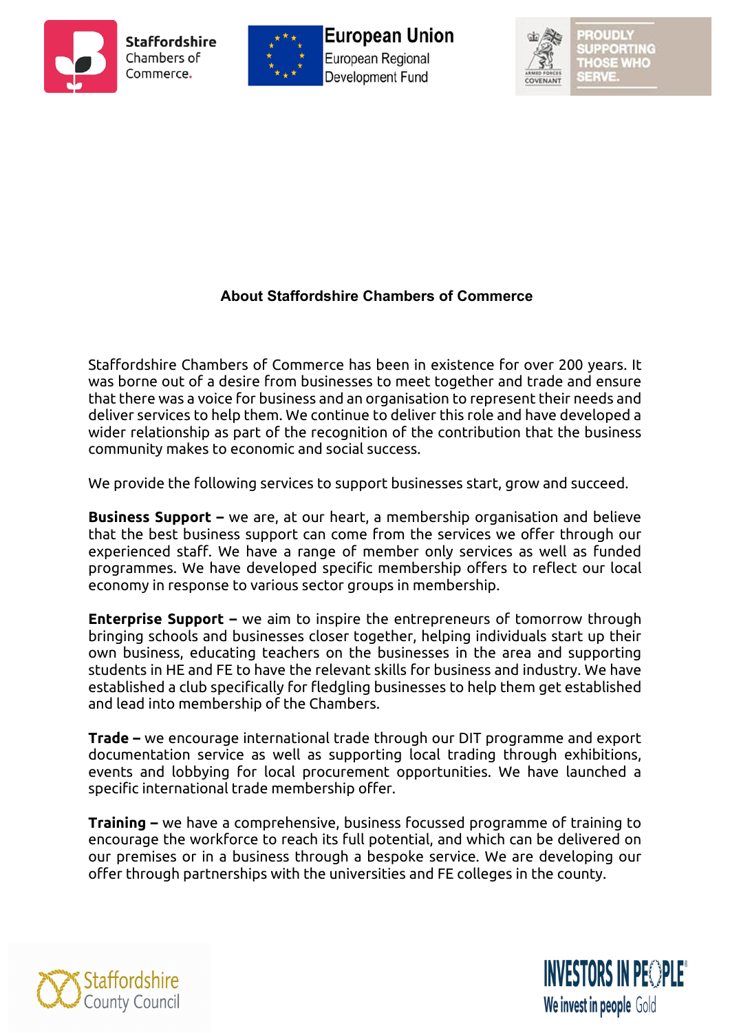## About Staffordshire Chambers of Commerce

Staffordshire Chambers of Commerce has been in existence for over 200 years. It was borne out of a desire from businesses to meet together and trade and ensure that there was a voice for business and an organisation to represent their needs and deliver services to help them. We continue to deliver this role and have developed a wider relationship as part of the recognition of the contribution that the business community makes to economic and social success.

We provide the following services to support businesses start, grow and succeed.

**Business Support –** we are, at our heart, a membership organisation and believe that the best business support can come from the services we offer through our experienced staff. We have a range of member only services as well as funded programmes. We have developed specific membership offers to reflect our local economy in response to various sector groups in membership.

**Enterprise Support –** we aim to inspire the entrepreneurs of tomorrow through bringing schools and businesses closer together, helping individuals start up their own business, educating teachers on the businesses in the area and supporting students in HE and FE to have the relevant skills for business and industry. We have established a club specifically for fledgling businesses to help them get established and lead into membership of the Chambers.

**Trade –** we encourage international trade through our DIT programme and export documentation service as well as supporting local trading through exhibitions, events and lobbying for local procurement opportunities. We have launched a specific international trade membership offer.

**Training –** we have a comprehensive, business focussed programme of training to encourage the workforce to reach its full potential, and which can be delivered on our premises or in a business through a bespoke service. We are developing our offer through partnerships with the universities and FE colleges in the county.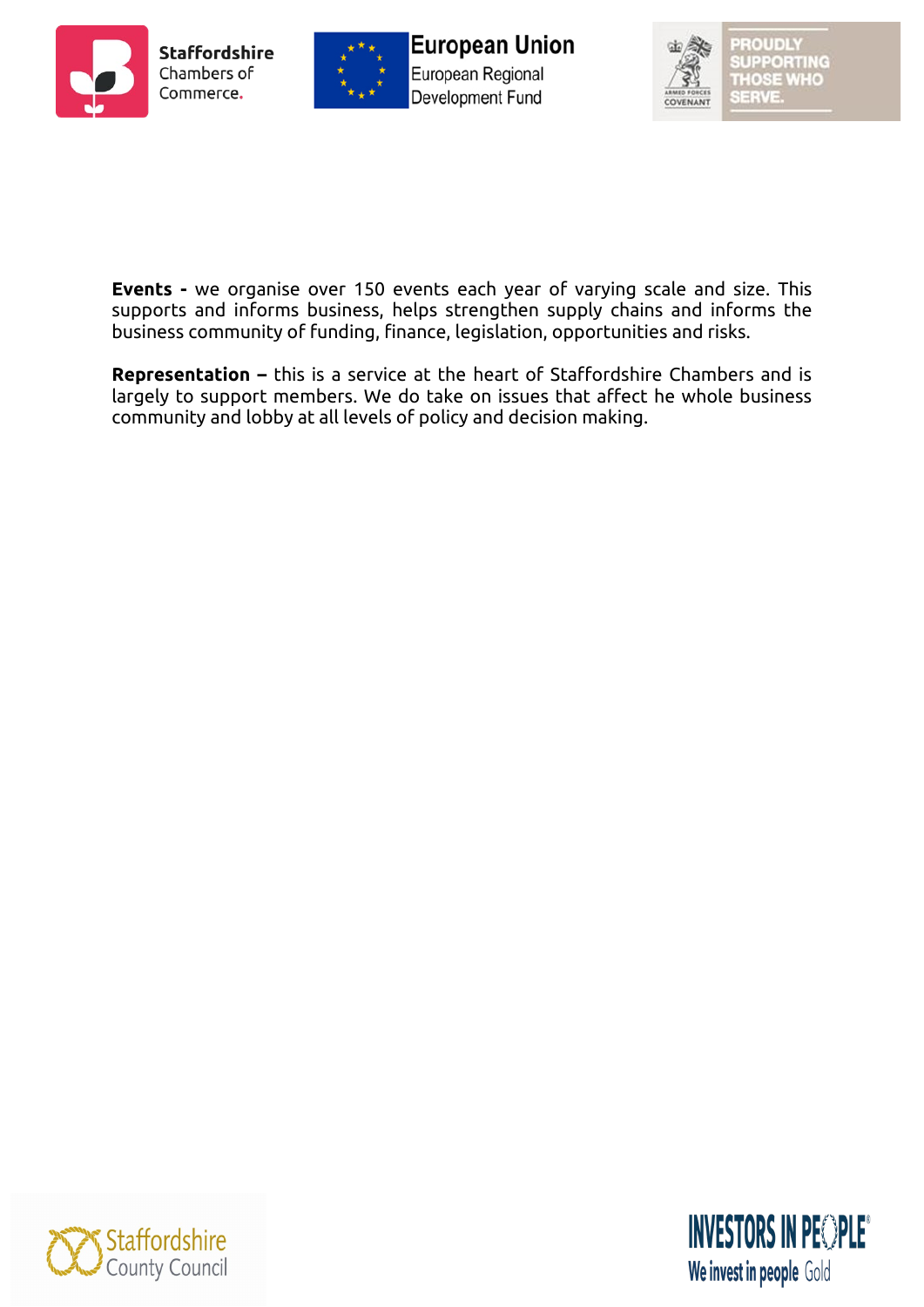**Events -** we organise over 150 events each year of varying scale and size. This supports and informs business, helps strengthen supply chains and informs the business community of funding, finance, legislation, opportunities and risks.

**Representation –** this is a service at the heart of Staffordshire Chambers and is largely to support members. We do take on issues that affect he whole business community and lobby at all levels of policy and decision making.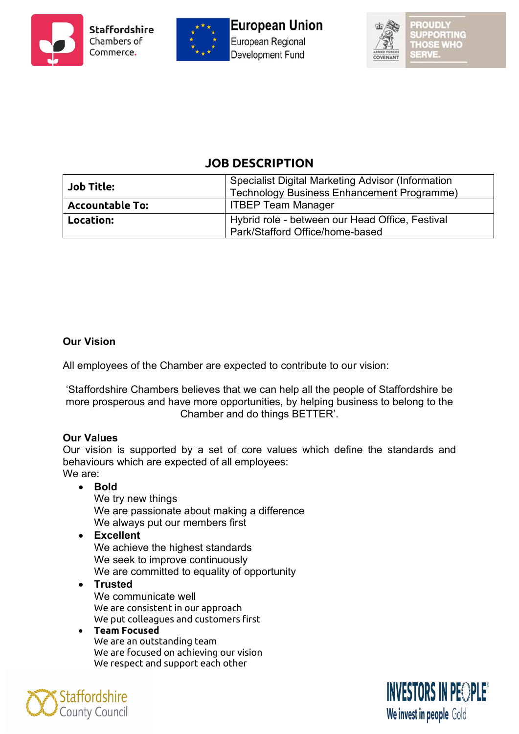## JOB DESCRIPTION

| **Job Title:** | Specialist Digital Marketing Advisor (Information Technology Business Enhancement Programme) |
|---|---|
| **Accountable To:** | ITBEP Team Manager |
| **Location:** | Hybrid role - between our Head Office, Festival Park/Stafford Office/home-based |

**Our Vision**

All employees of the Chamber are expected to contribute to our vision:

'Staffordshire Chambers believes that we can help all the people of Staffordshire be more prosperous and have more opportunities, by helping business to belong to the Chamber and do things BETTER'.

**Our Values**

Our vision is supported by a set of core values which define the standards and behaviours which are expected of all employees:

We are:

- **Bold**
  We try new things
  We are passionate about making a difference
  We always put our members first
- **Excellent**
  We achieve the highest standards
  We seek to improve continuously
  We are committed to equality of opportunity
- **Trusted**
  We communicate well
  We are consistent in our approach
  We put colleagues and customers first
- **Team Focused**
  We are an outstanding team
  We are focused on achieving our vision
  We respect and support each other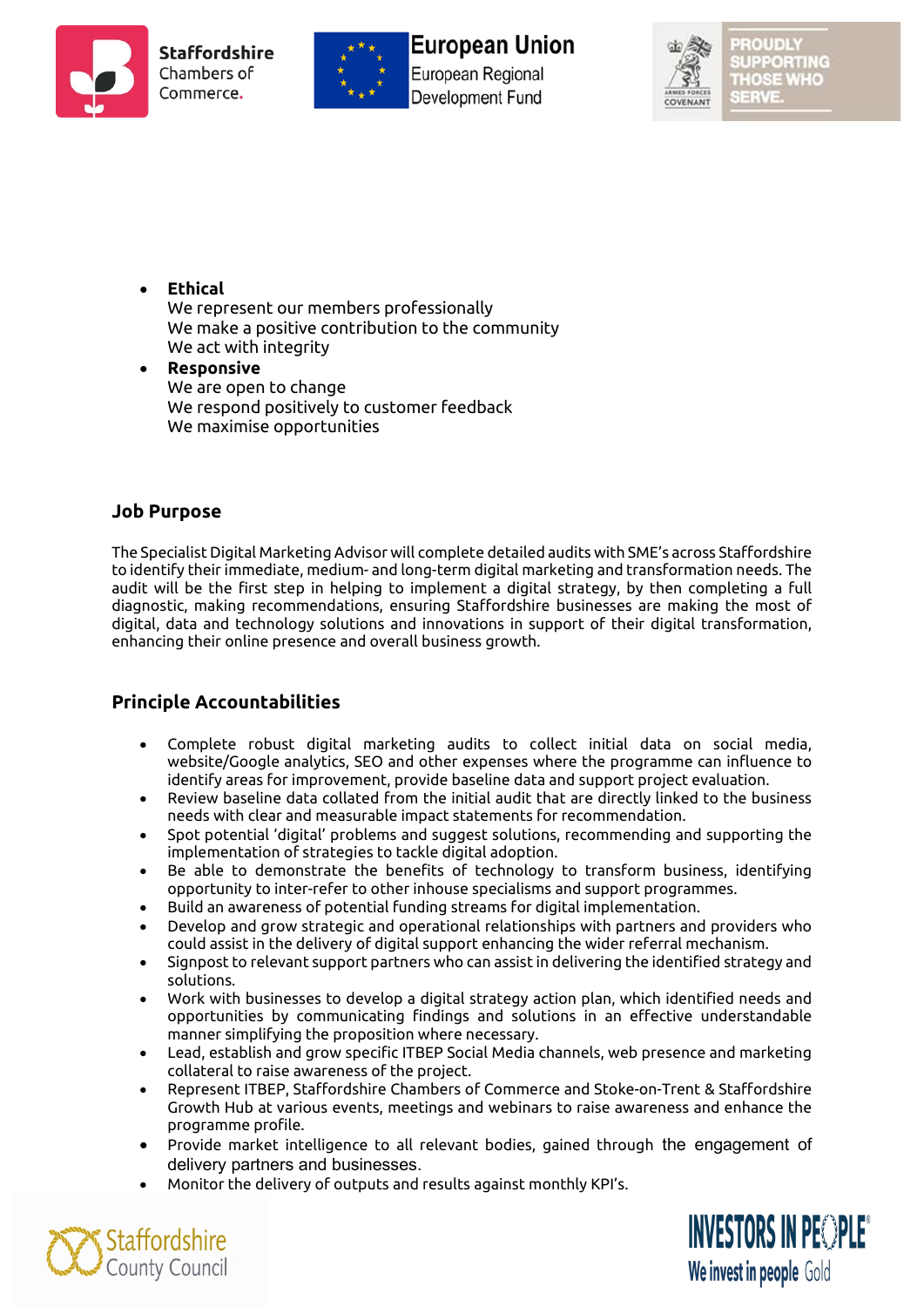- **Ethical**
  We represent our members professionally
  We make a positive contribution to the community
  We act with integrity
- **Responsive**
  We are open to change
  We respond positively to customer feedback
  We maximise opportunities

## Job Purpose

The Specialist Digital Marketing Advisor will complete detailed audits with SME's across Staffordshire to identify their immediate, medium- and long-term digital marketing and transformation needs. The audit will be the first step in helping to implement a digital strategy, by then completing a full diagnostic, making recommendations, ensuring Staffordshire businesses are making the most of digital, data and technology solutions and innovations in support of their digital transformation, enhancing their online presence and overall business growth.

## Principle Accountabilities

- Complete robust digital marketing audits to collect initial data on social media, website/Google analytics, SEO and other expenses where the programme can influence to identify areas for improvement, provide baseline data and support project evaluation.
- Review baseline data collated from the initial audit that are directly linked to the business needs with clear and measurable impact statements for recommendation.
- Spot potential 'digital' problems and suggest solutions, recommending and supporting the implementation of strategies to tackle digital adoption.
- Be able to demonstrate the benefits of technology to transform business, identifying opportunity to inter-refer to other inhouse specialisms and support programmes.
- Build an awareness of potential funding streams for digital implementation.
- Develop and grow strategic and operational relationships with partners and providers who could assist in the delivery of digital support enhancing the wider referral mechanism.
- Signpost to relevant support partners who can assist in delivering the identified strategy and solutions.
- Work with businesses to develop a digital strategy action plan, which identified needs and opportunities by communicating findings and solutions in an effective understandable manner simplifying the proposition where necessary.
- Lead, establish and grow specific ITBEP Social Media channels, web presence and marketing collateral to raise awareness of the project.
- Represent ITBEP, Staffordshire Chambers of Commerce and Stoke-on-Trent & Staffordshire Growth Hub at various events, meetings and webinars to raise awareness and enhance the programme profile.
- Provide market intelligence to all relevant bodies, gained through the engagement of delivery partners and businesses.
- Monitor the delivery of outputs and results against monthly KPI's.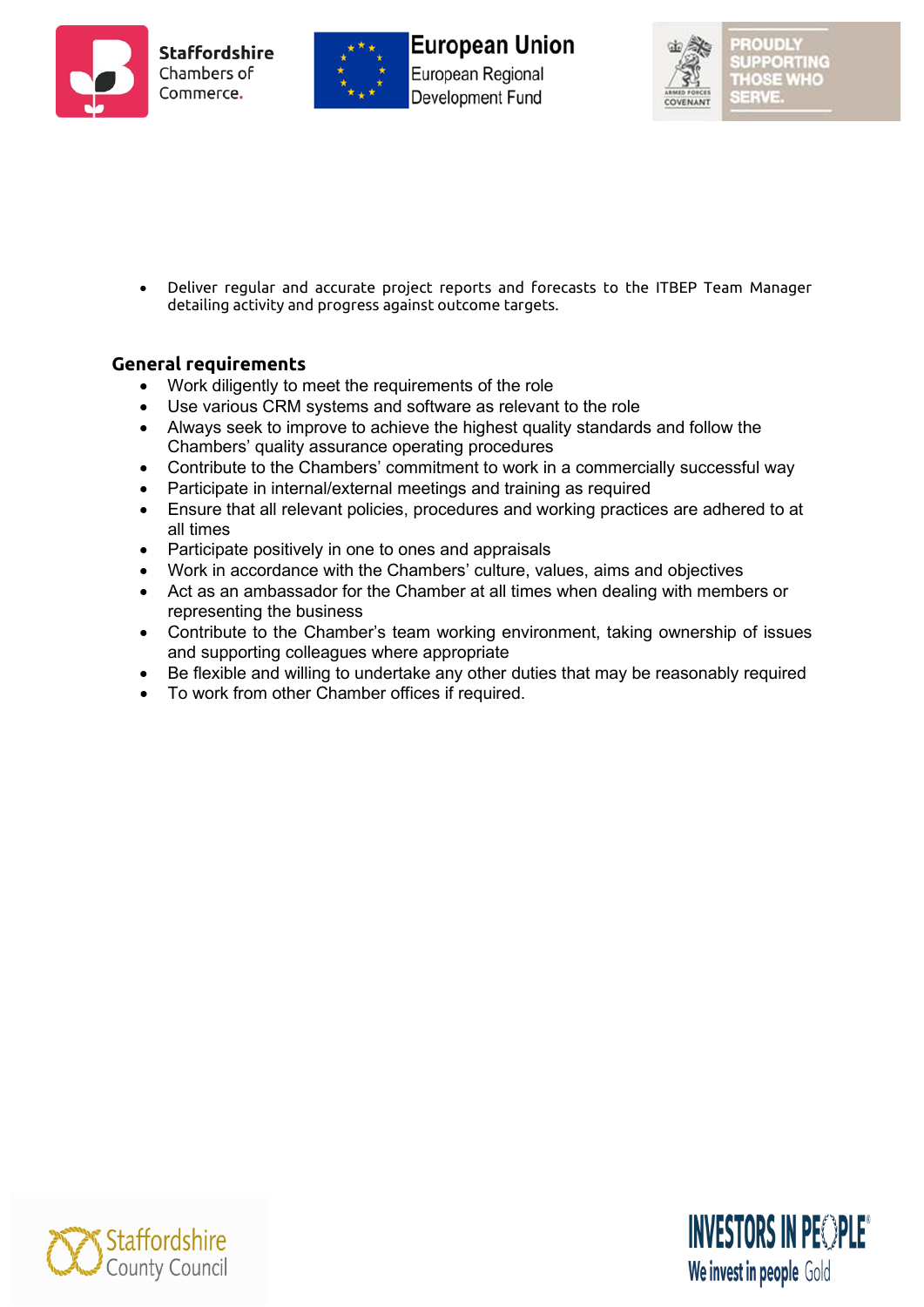- Deliver regular and accurate project reports and forecasts to the ITBEP Team Manager detailing activity and progress against outcome targets.

## General requirements

- Work diligently to meet the requirements of the role
- Use various CRM systems and software as relevant to the role
- Always seek to improve to achieve the highest quality standards and follow the Chambers' quality assurance operating procedures
- Contribute to the Chambers' commitment to work in a commercially successful way
- Participate in internal/external meetings and training as required
- Ensure that all relevant policies, procedures and working practices are adhered to at all times
- Participate positively in one to ones and appraisals
- Work in accordance with the Chambers' culture, values, aims and objectives
- Act as an ambassador for the Chamber at all times when dealing with members or representing the business
- Contribute to the Chamber's team working environment, taking ownership of issues and supporting colleagues where appropriate
- Be flexible and willing to undertake any other duties that may be reasonably required
- To work from other Chamber offices if required.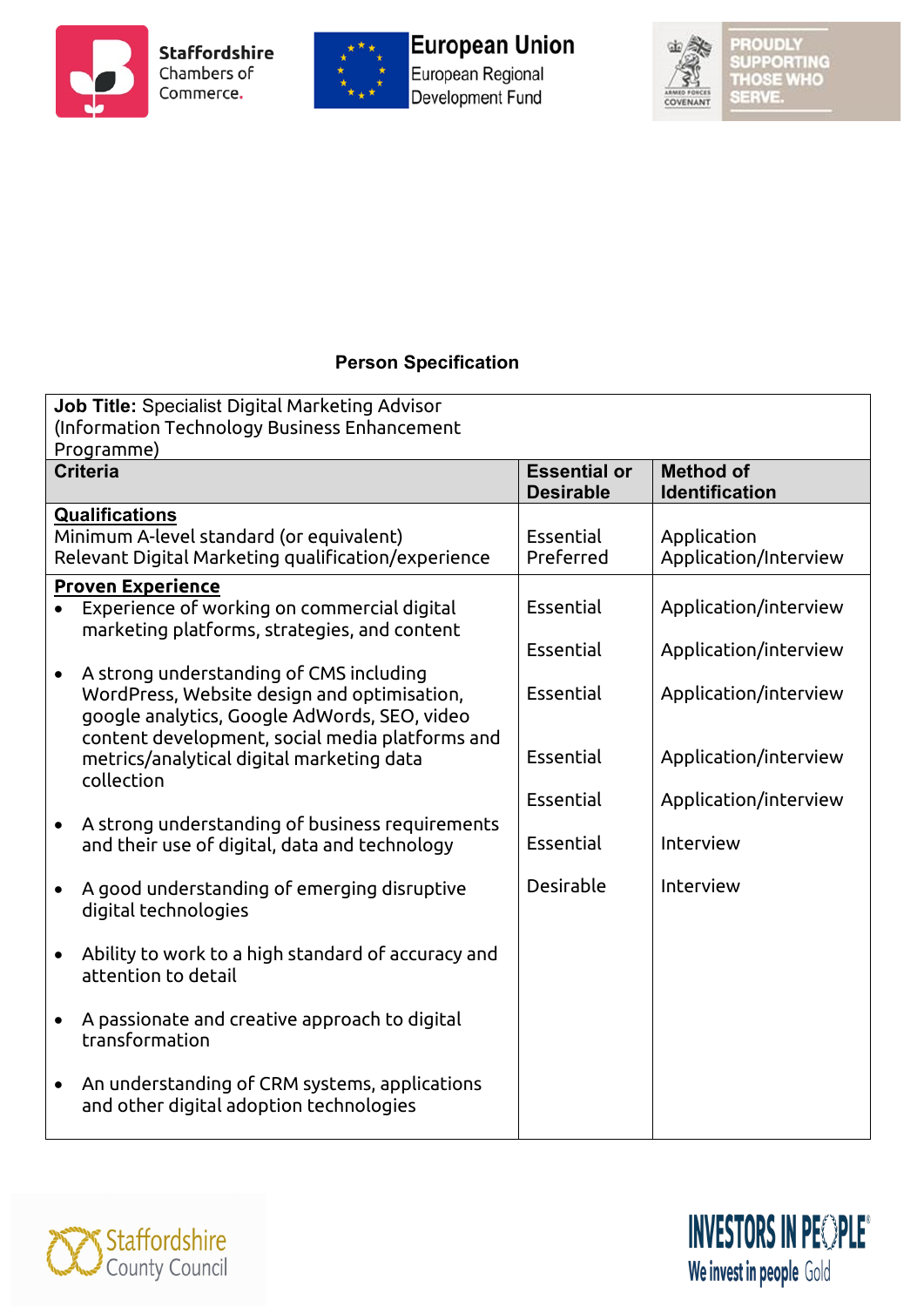## Person Specification

| **Job Title:** Specialist Digital Marketing Advisor (Information Technology Business Enhancement Programme) | | |
|---|---|---|
| **Criteria** | **Essential or Desirable** | **Method of Identification** |
| **Qualifications**<br>Minimum A-level standard (or equivalent)<br>Relevant Digital Marketing qualification/experience | <br>Essential<br>Preferred | <br>Application<br>Application/Interview |
| **Proven Experience** | | |
| • Experience of working on commercial digital marketing platforms, strategies, and content | Essential | Application/interview |
| • A strong understanding of CMS including WordPress, Website design and optimisation, google analytics, Google AdWords, SEO, video content development, social media platforms and metrics/analytical digital marketing data collection | Essential | Application/interview |
| • A strong understanding of business requirements and their use of digital, data and technology | Essential | Application/interview |
| • A good understanding of emerging disruptive digital technologies | Essential | Application/interview |
| • Ability to work to a high standard of accuracy and attention to detail | Essential | Application/interview |
| • A passionate and creative approach to digital transformation | Essential | Interview |
| • An understanding of CRM systems, applications and other digital adoption technologies | Desirable | Interview |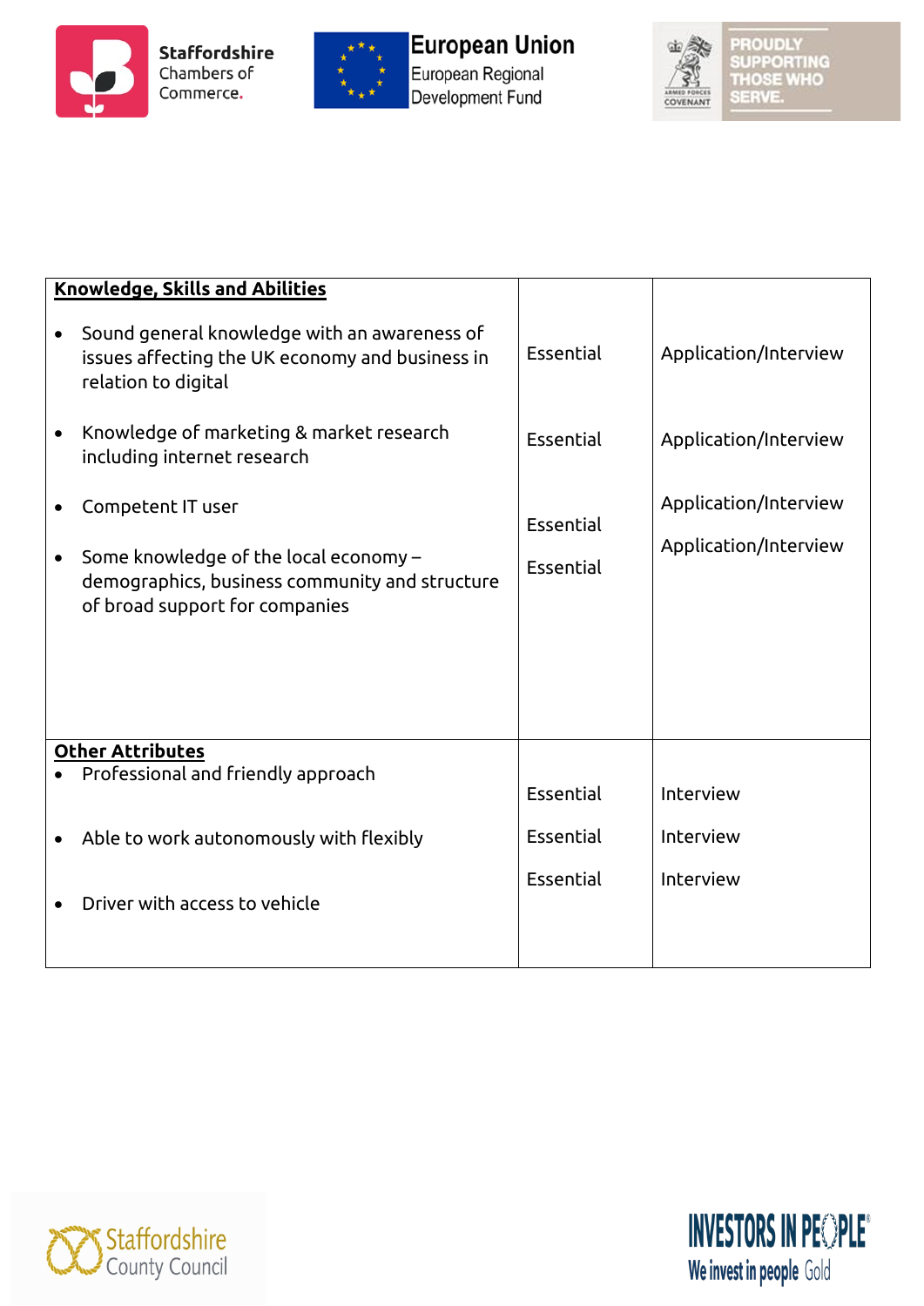| **Knowledge, Skills and Abilities** | | |
|---|---|---|
| • Sound general knowledge with an awareness of issues affecting the UK economy and business in relation to digital | Essential | Application/Interview |
| • Knowledge of marketing & market research including internet research | Essential | Application/Interview |
| • Competent IT user | Essential | Application/Interview |
| • Some knowledge of the local economy – demographics, business community and structure of broad support for companies | Essential | Application/Interview |
| **Other Attributes** | | |
| • Professional and friendly approach | Essential | Interview |
| • Able to work autonomously with flexibly | Essential | Interview |
| • Driver with access to vehicle | Essential | Interview |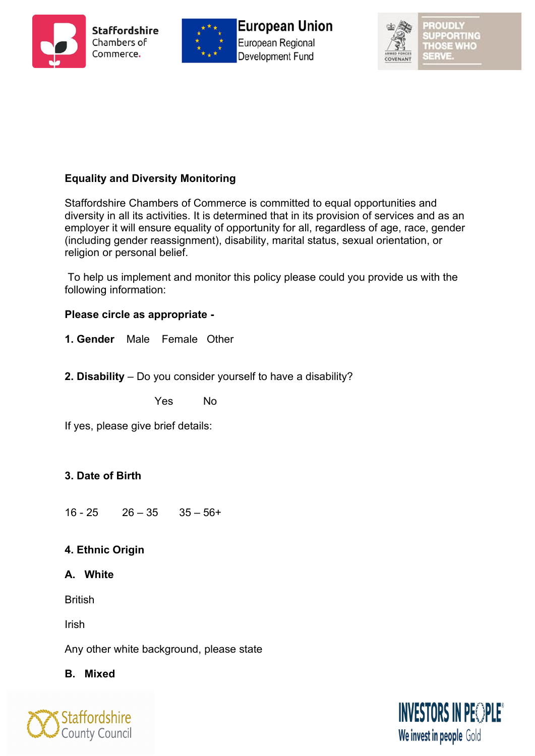**Equality and Diversity Monitoring**

Staffordshire Chambers of Commerce is committed to equal opportunities and diversity in all its activities. It is determined that in its provision of services and as an employer it will ensure equality of opportunity for all, regardless of age, race, gender (including gender reassignment), disability, marital status, sexual orientation, or religion or personal belief.

To help us implement and monitor this policy please could you provide us with the following information:

**Please circle as appropriate -**

**1. Gender** Male Female Other

**2. Disability** – Do you consider yourself to have a disability?

Yes No

If yes, please give brief details:

**3. Date of Birth**

16 - 25 26 – 35 35 – 56+

**4. Ethnic Origin**

**A. White**

British

Irish

Any other white background, please state

**B. Mixed**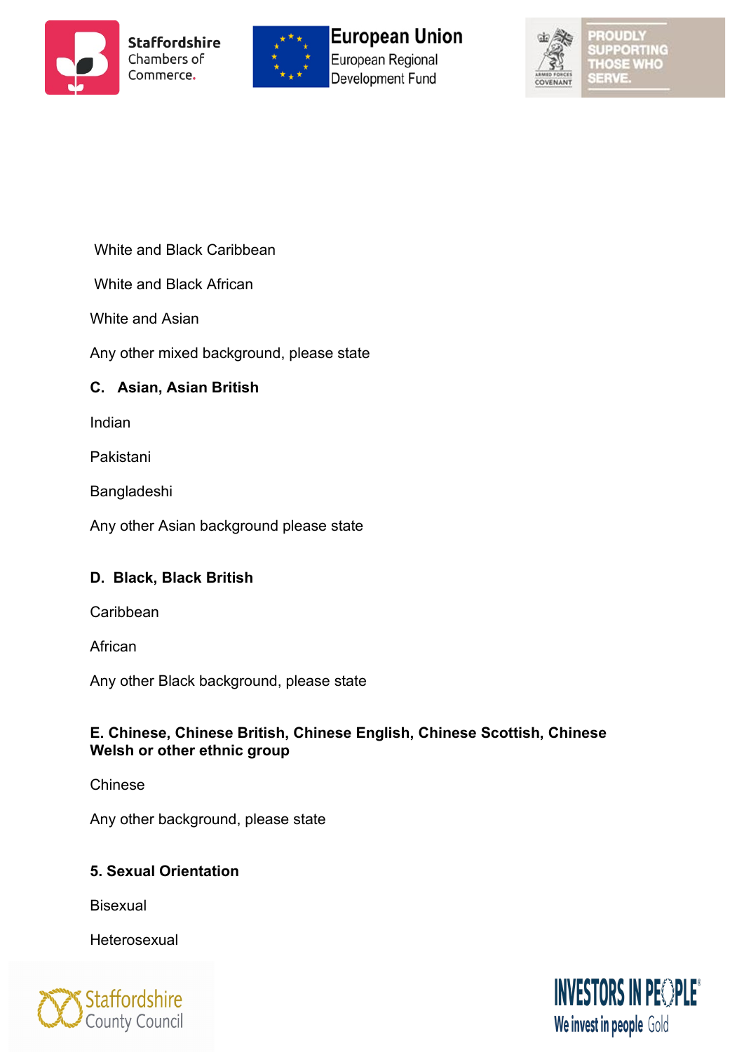White and Black Caribbean

White and Black African

White and Asian

Any other mixed background, please state

**C. Asian, Asian British**

Indian

Pakistani

Bangladeshi

Any other Asian background please state

**D. Black, Black British**

Caribbean

African

Any other Black background, please state

**E. Chinese, Chinese British, Chinese English, Chinese Scottish, Chinese Welsh or other ethnic group**

Chinese

Any other background, please state

**5. Sexual Orientation**

Bisexual

Heterosexual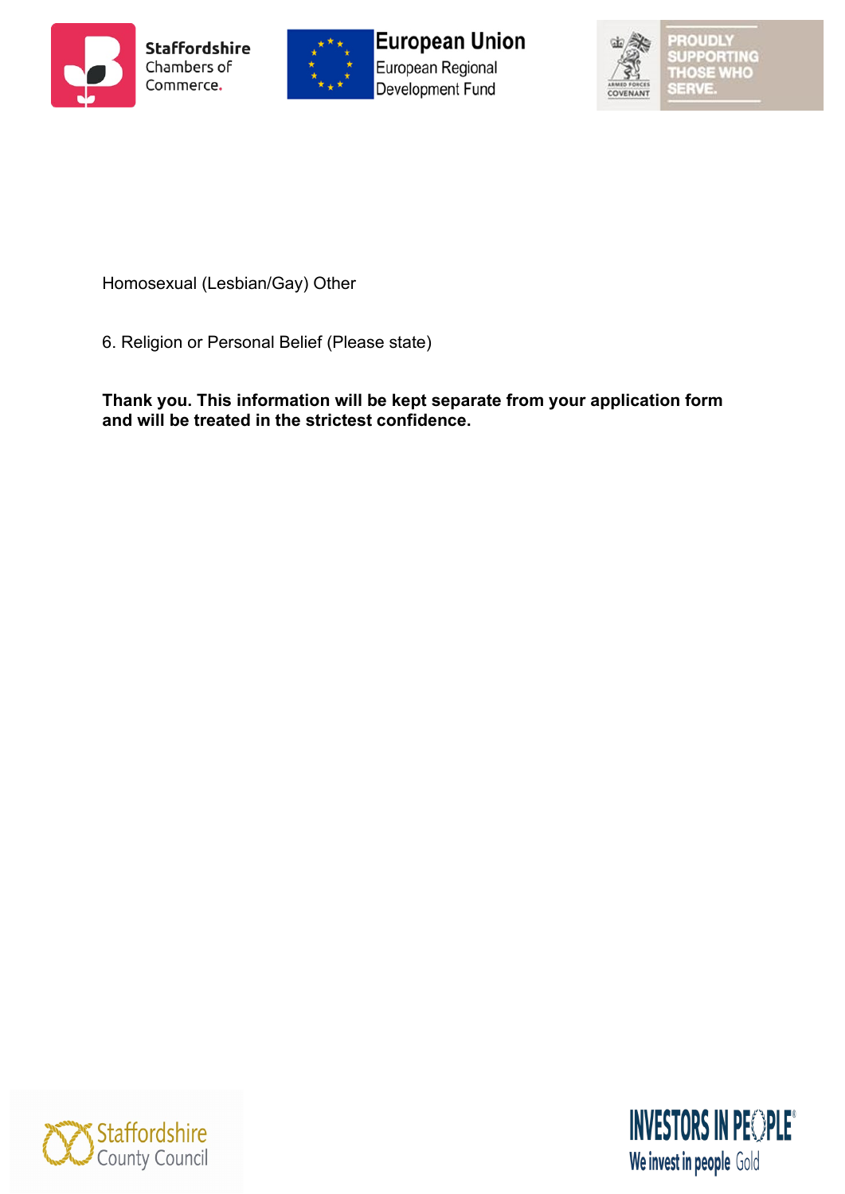Homosexual (Lesbian/Gay) Other

6. Religion or Personal Belief (Please state)

**Thank you. This information will be kept separate from your application form and will be treated in the strictest confidence.**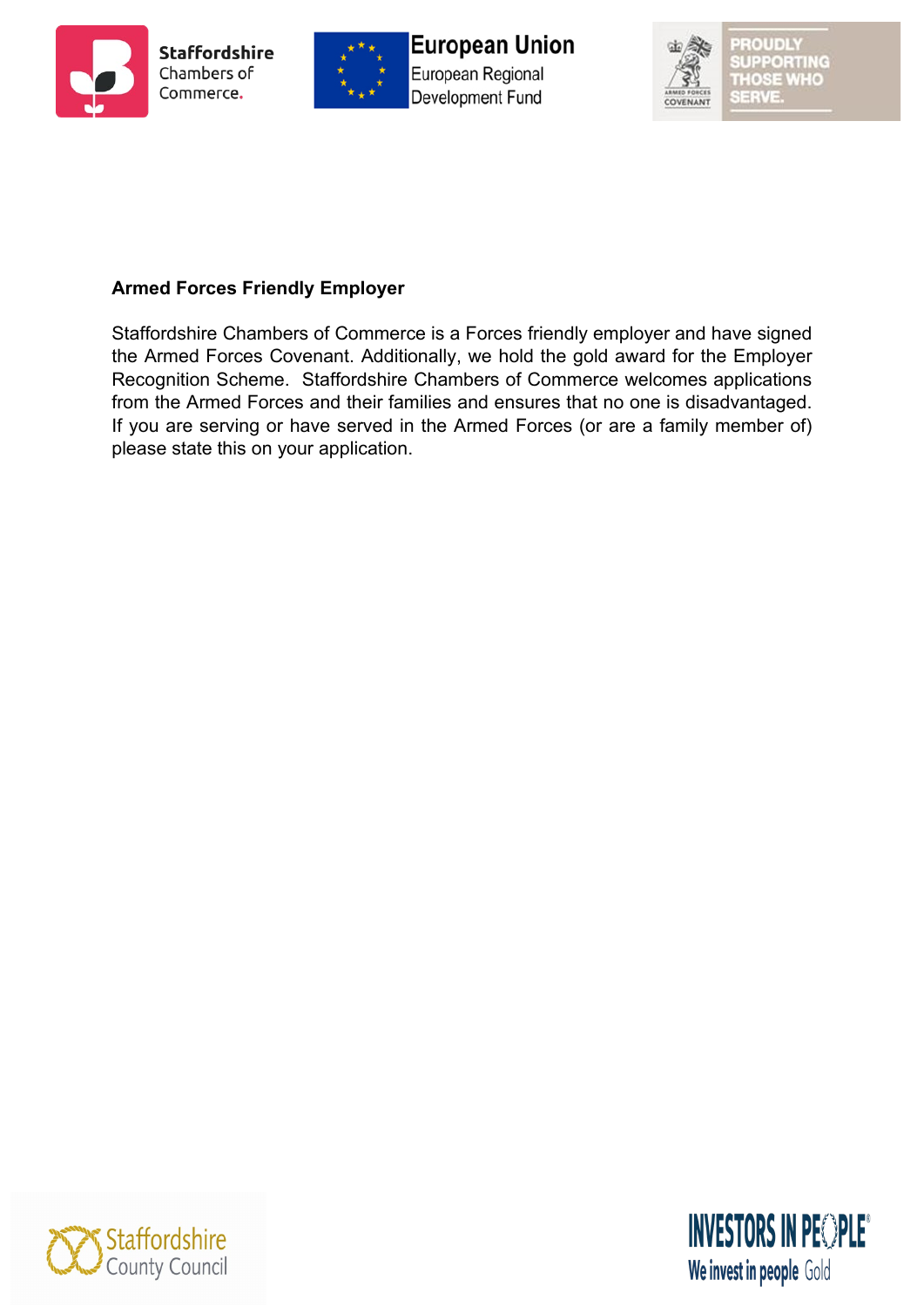**Armed Forces Friendly Employer**

Staffordshire Chambers of Commerce is a Forces friendly employer and have signed the Armed Forces Covenant. Additionally, we hold the gold award for the Employer Recognition Scheme. Staffordshire Chambers of Commerce welcomes applications from the Armed Forces and their families and ensures that no one is disadvantaged. If you are serving or have served in the Armed Forces (or are a family member of) please state this on your application.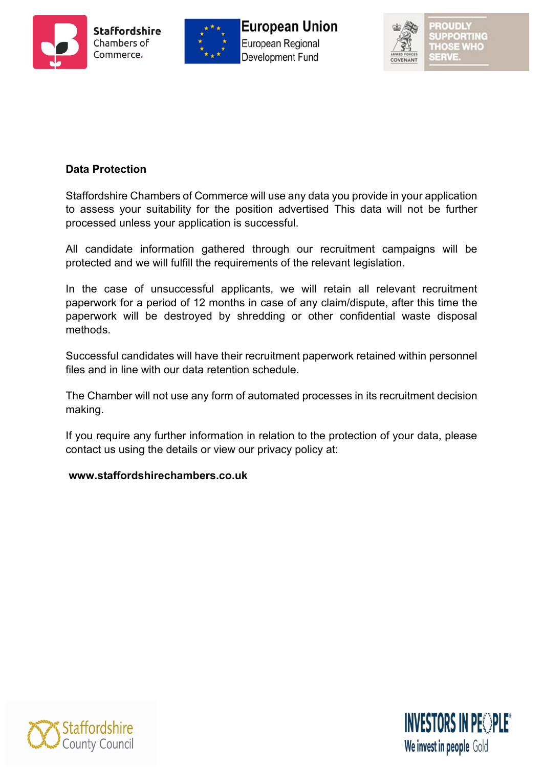**Data Protection**

Staffordshire Chambers of Commerce will use any data you provide in your application to assess your suitability for the position advertised This data will not be further processed unless your application is successful.

All candidate information gathered through our recruitment campaigns will be protected and we will fulfill the requirements of the relevant legislation.

In the case of unsuccessful applicants, we will retain all relevant recruitment paperwork for a period of 12 months in case of any claim/dispute, after this time the paperwork will be destroyed by shredding or other confidential waste disposal methods.

Successful candidates will have their recruitment paperwork retained within personnel files and in line with our data retention schedule.

The Chamber will not use any form of automated processes in its recruitment decision making.

If you require any further information in relation to the protection of your data, please contact us using the details or view our privacy policy at:

**www.staffordshirechambers.co.uk**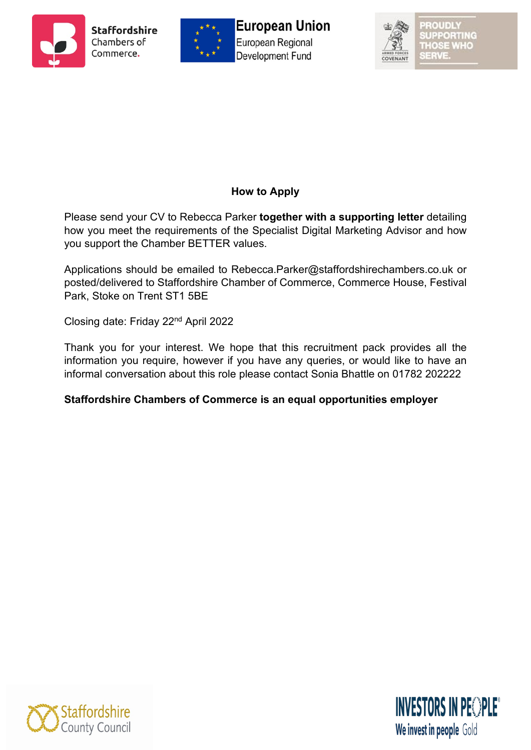## How to Apply

Please send your CV to Rebecca Parker **together with a supporting letter** detailing how you meet the requirements of the Specialist Digital Marketing Advisor and how you support the Chamber BETTER values.

Applications should be emailed to Rebecca.Parker@staffordshirechambers.co.uk or posted/delivered to Staffordshire Chamber of Commerce, Commerce House, Festival Park, Stoke on Trent ST1 5BE

Closing date: Friday 22nd April 2022

Thank you for your interest. We hope that this recruitment pack provides all the information you require, however if you have any queries, or would like to have an informal conversation about this role please contact Sonia Bhattle on 01782 202222

**Staffordshire Chambers of Commerce is an equal opportunities employer**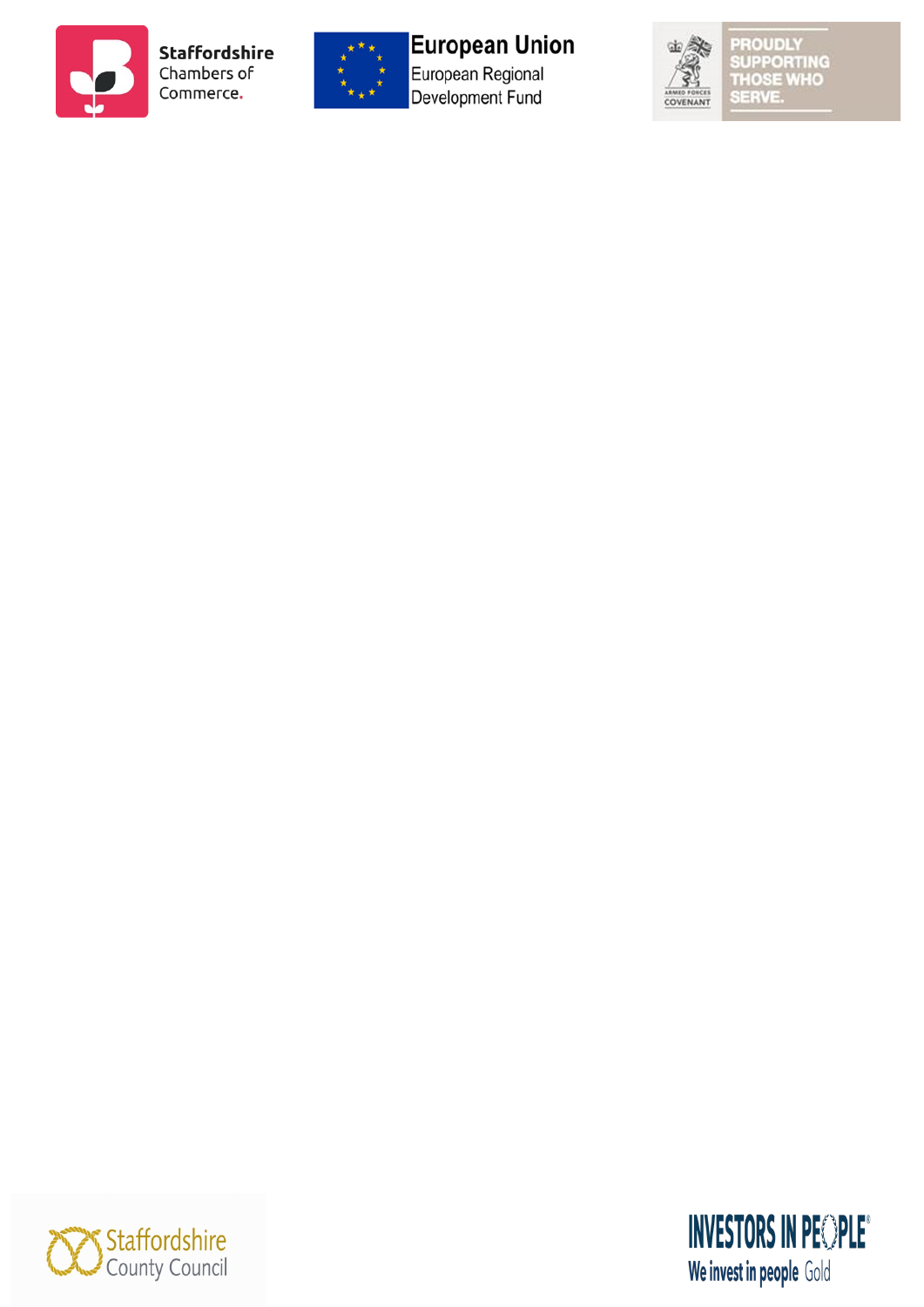Staffordshire Chambers of Commerce.

European Union
European Regional Development Fund

ARMED FORCES COVENANT
PROUDLY SUPPORTING THOSE WHO SERVE.

Staffordshire County Council

INVESTORS IN PEOPLE®
We invest in people Gold